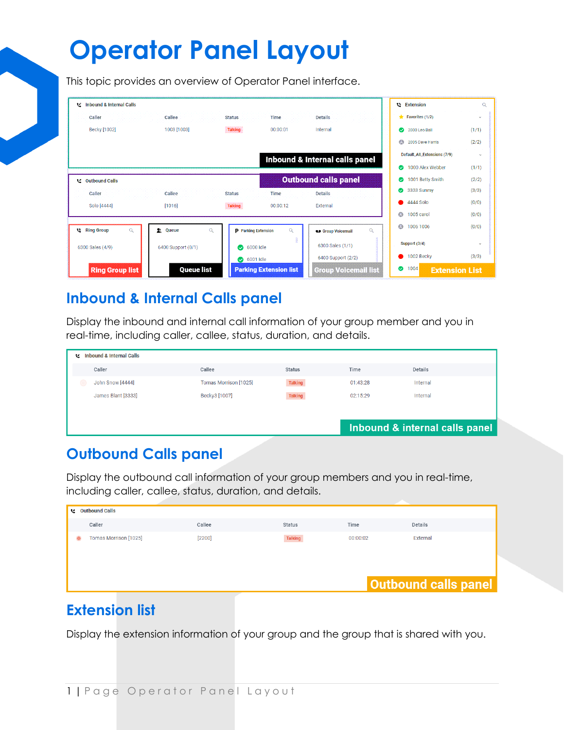# Operator Panel Layout

This topic provides an overview of Operator Panel interface.

## Inbound & Internal Calls panel

Display the inbound and internal call information of your group member and you in real-time, including caller, callee, status, duration, and details.

## Outbound Calls panel

Display the outbound call information of your group members and you in real-time, including caller, callee, status, duration, and details.

## Extension list

Display the extension information of your group and the group that is shared with you.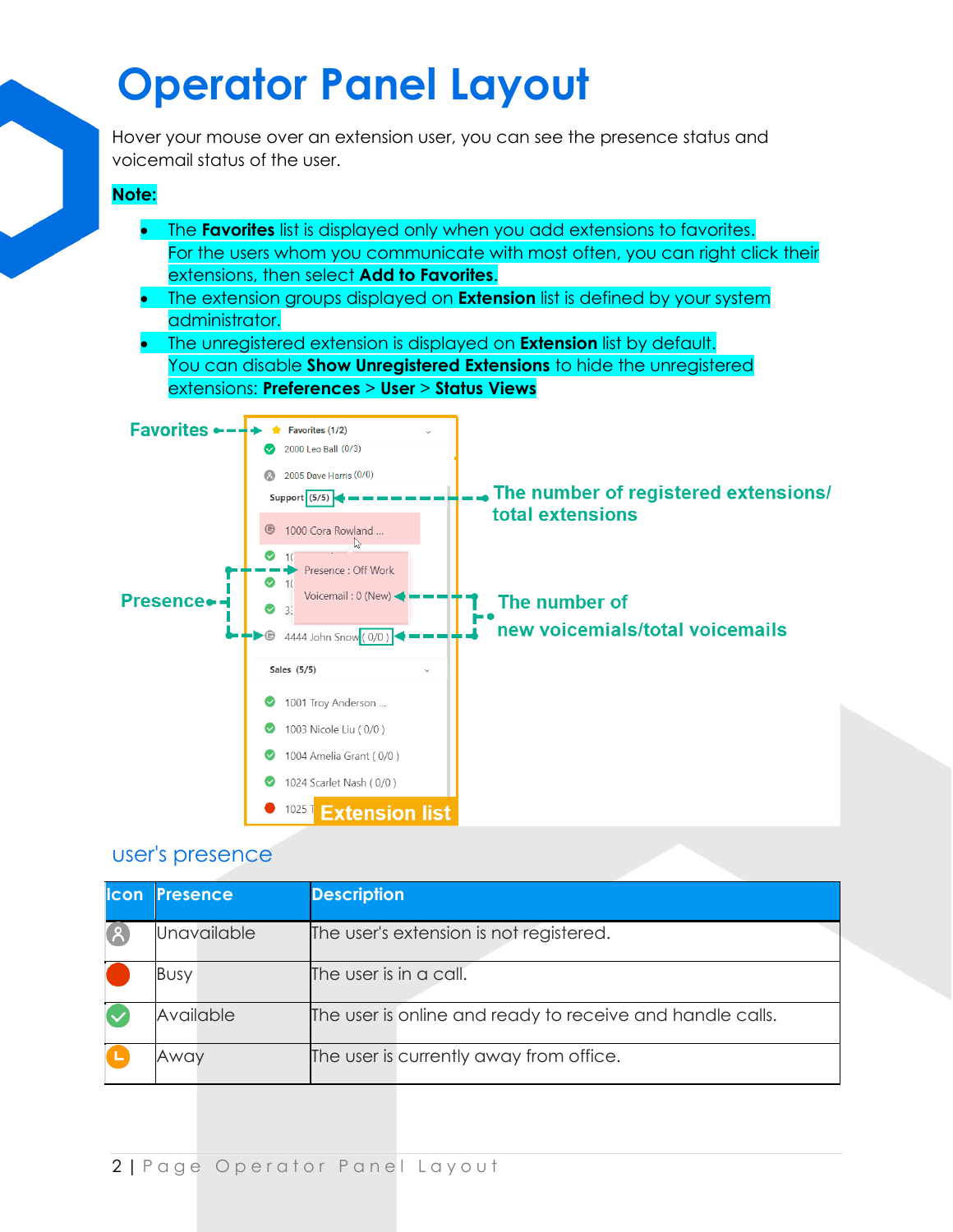# Operator Panel Layout

Hover your mouse over an extension user, you can see the presence status and voicemail status of the user.

**Note:**

- The **Favorites** list is displayed only when you add extensions to favorites. For the users whom you communicate with most often, you can right click their extensions, then select **Add to Favorites**.
- The extension groups displayed on **Extension** list is defined by your system administrator.
- The unregistered extension is displayed on **Extension** list by default. You can disable **Show Unregistered Extensions** to hide the unregistered extensions: **Preferences** > **User** > **Status Views**

## user's presence

| Icon | Presence | Description |
|---|---|---|
| | Unavailable | The user's extension is not registered. |
| | Busy | The user is in a call. |
| | Available | The user is online and ready to receive and handle calls. |
| | Away | The user is currently away from office. |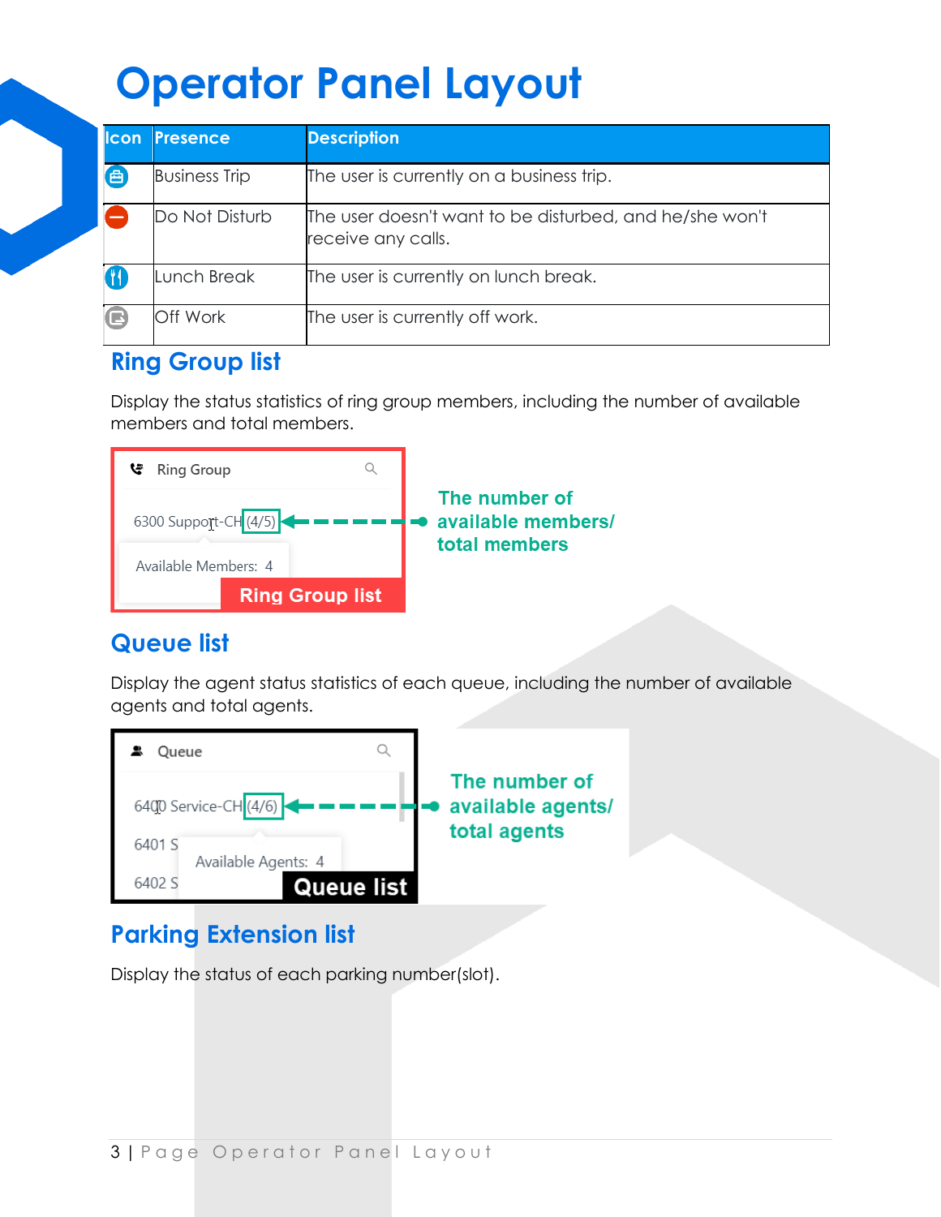# Operator Panel Layout

| Icon | Presence | Description |
|---|---|---|
| | Business Trip | The user is currently on a business trip. |
| | Do Not Disturb | The user doesn't want to be disturbed, and he/she won't receive any calls. |
| | Lunch Break | The user is currently on lunch break. |
| | Off Work | The user is currently off work. |

## Ring Group list

Display the status statistics of ring group members, including the number of available members and total members.

Ring Group

6300 Support-CH (4/5)

Available Members: 4

Ring Group list

The number of available members/ total members

## Queue list

Display the agent status statistics of each queue, including the number of available agents and total agents.

Queue

6400 Service-CH (4/6)

6401 S

6402 S

Available Agents: 4

Queue list

The number of available agents/ total agents

## Parking Extension list

Display the status of each parking number(slot).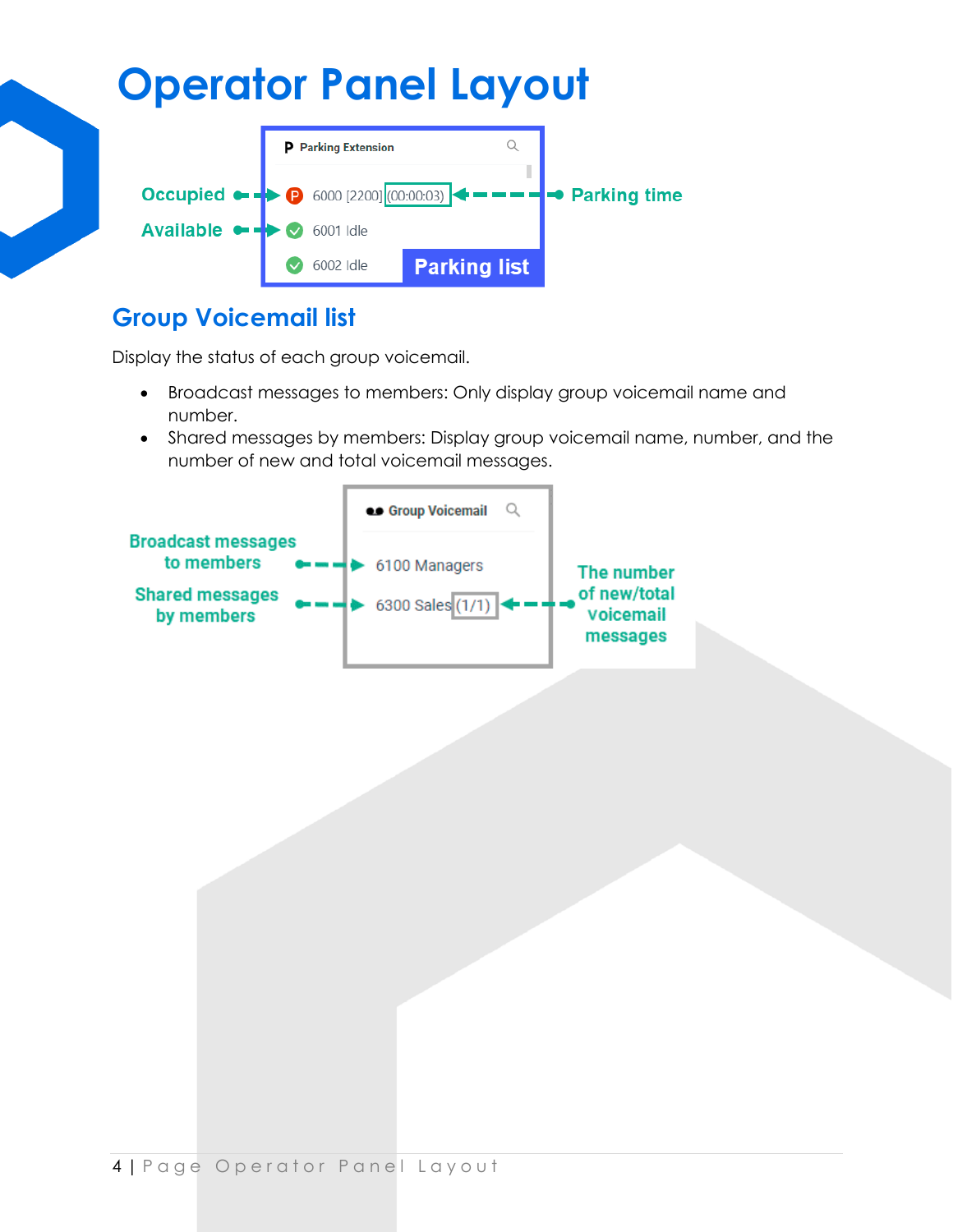# Operator Panel Layout

Parking Extension

Occupied — 6000 [2200] (00:00:03) — Parking time

Available — 6001 Idle

6002 Idle

Parking list

## Group Voicemail list

Display the status of each group voicemail.

- Broadcast messages to members: Only display group voicemail name and number.
- Shared messages by members: Display group voicemail name, number, and the number of new and total voicemail messages.

Group Voicemail

Broadcast messages to members — 6100 Managers

Shared messages by members — 6300 Sales (1/1) — The number of new/total voicemail messages